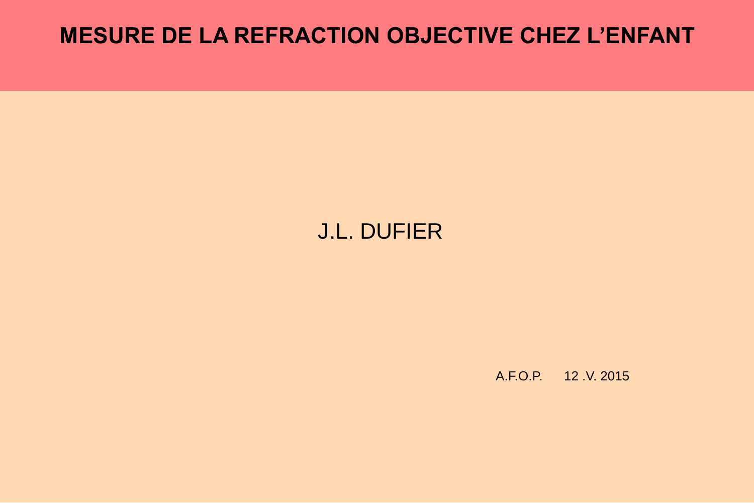# MESURE DE LA REFRACTION OBJECTIVE CHEZ L'ENFANT

J.L. DUFIER

A.F.O.P.   12 .V. 2015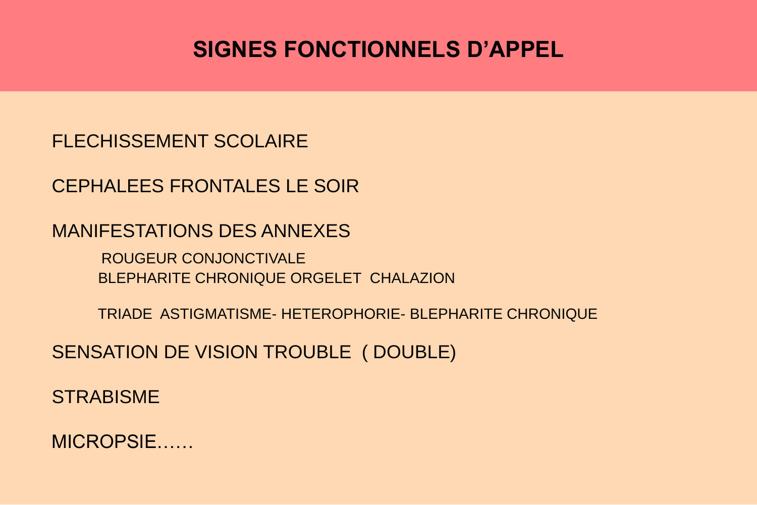# SIGNES FONCTIONNELS D'APPEL

FLECHISSEMENT SCOLAIRE

CEPHALEES FRONTALES LE SOIR

MANIFESTATIONS DES ANNEXES

- ROUGEUR CONJONCTIVALE
- BLEPHARITE CHRONIQUE ORGELET  CHALAZION
- TRIADE  ASTIGMATISME- HETEROPHORIE- BLEPHARITE CHRONIQUE

SENSATION DE VISION TROUBLE  ( DOUBLE)

STRABISME

MICROPSIE……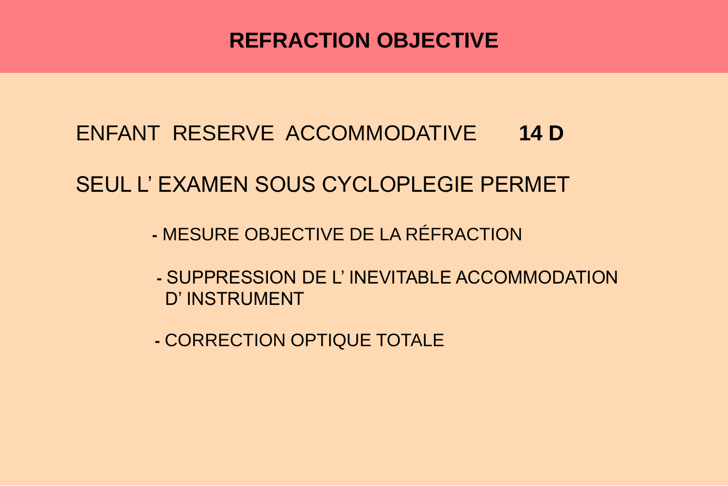# REFRACTION OBJECTIVE

ENFANT RESERVE ACCOMMODATIVE **14 D**

SEUL L' EXAMEN SOUS CYCLOPLEGIE PERMET

- MESURE OBJECTIVE DE LA RÉFRACTION
- SUPPRESSION DE L' INEVITABLE ACCOMMODATION D' INSTRUMENT
- CORRECTION OPTIQUE TOTALE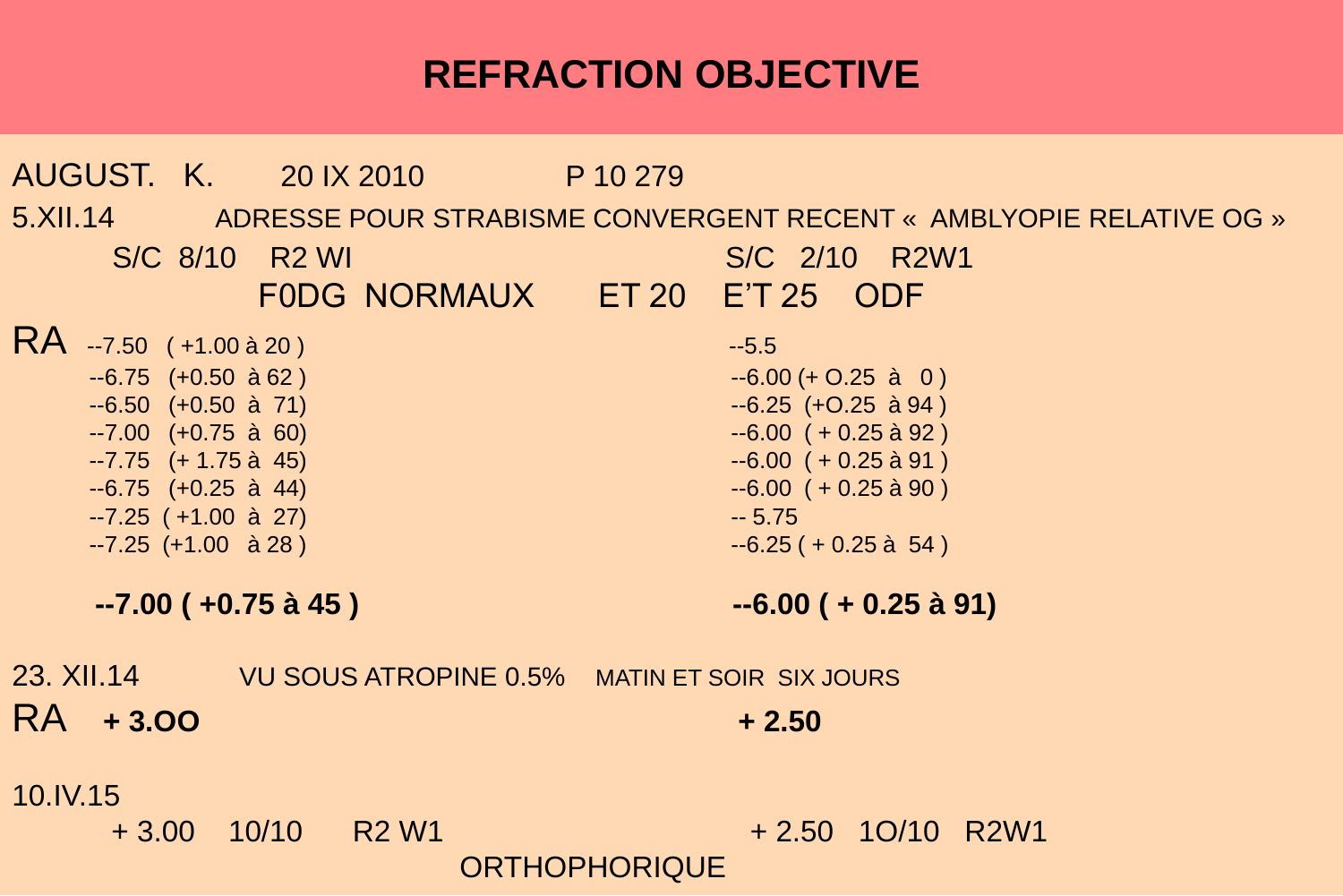# REFRACTION OBJECTIVE

AUGUST. K. 20 IX 2010 P 10 279

5.XII.14 ADRESSE POUR STRABISME CONVERGENT RECENT « AMBLYOPIE RELATIVE OG »

S/C 8/10 R2 WI S/C 2/10 R2W1

F0DG NORMAUX ET 20 E'T 25 ODF

| RA | | |
|---|---|---|
| | --7.50 ( +1.00 à 20 ) | --5.5 |
| | --6.75 (+0.50 à 62 ) | --6.00 (+ O.25 à 0 ) |
| | --6.50 (+0.50 à 71) | --6.25 (+O.25 à 94 ) |
| | --7.00 (+0.75 à 60) | --6.00 ( + 0.25 à 92 ) |
| | --7.75 (+ 1.75 à 45) | --6.00 ( + 0.25 à 91 ) |
| | --6.75 (+0.25 à 44) | --6.00 ( + 0.25 à 90 ) |
| | --7.25 ( +1.00 à 27) | -- 5.75 |
| | --7.25 (+1.00 à 28 ) | --6.25 ( + 0.25 à 54 ) |
| | **--7.00 ( +0.75 à 45 )** | **--6.00 ( + 0.25 à 91)** |

23. XII.14 VU SOUS ATROPINE 0.5% MATIN ET SOIR SIX JOURS

RA **+ 3.OO** **+ 2.50**

10.IV.15

+ 3.00 10/10 R2 W1 + 2.50 1O/10 R2W1

ORTHOPHORIQUE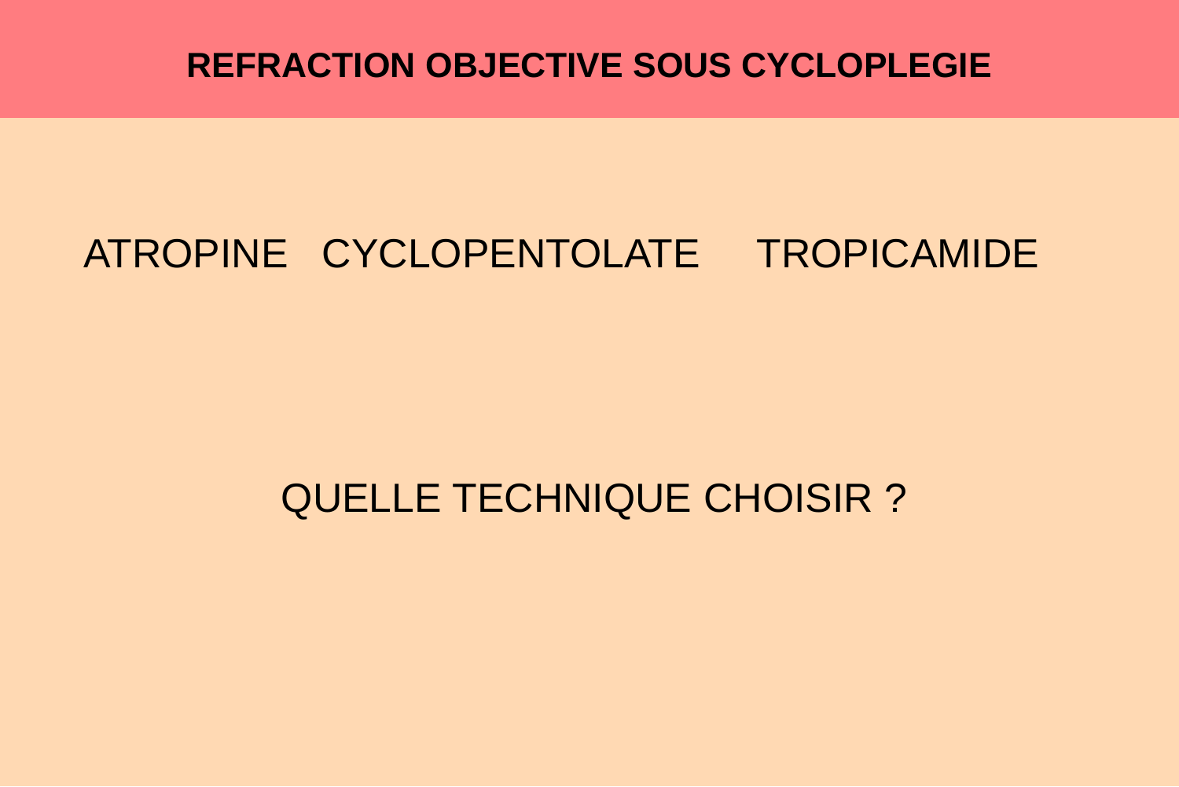# REFRACTION OBJECTIVE SOUS CYCLOPLEGIE

ATROPINE   CYCLOPENTOLATE   TROPICAMIDE

QUELLE TECHNIQUE CHOISIR ?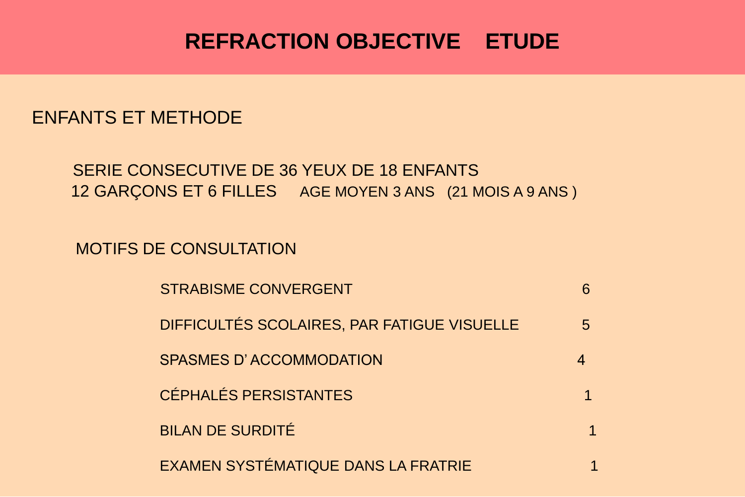# REFRACTION OBJECTIVE    ETUDE

## ENFANTS ET METHODE

SERIE CONSECUTIVE DE 36 YEUX DE 18 ENFANTS
12 GARÇONS ET 6 FILLES    AGE MOYEN 3 ANS   (21 MOIS A 9 ANS )

### MOTIFS DE CONSULTATION

| | |
|---|---|
| STRABISME CONVERGENT | 6 |
| DIFFICULTÉS SCOLAIRES, PAR FATIGUE VISUELLE | 5 |
| SPASMES D' ACCOMMODATION | 4 |
| CÉPHALÉS PERSISTANTES | 1 |
| BILAN DE SURDITÉ | 1 |
| EXAMEN SYSTÉMATIQUE DANS LA FRATRIE | 1 |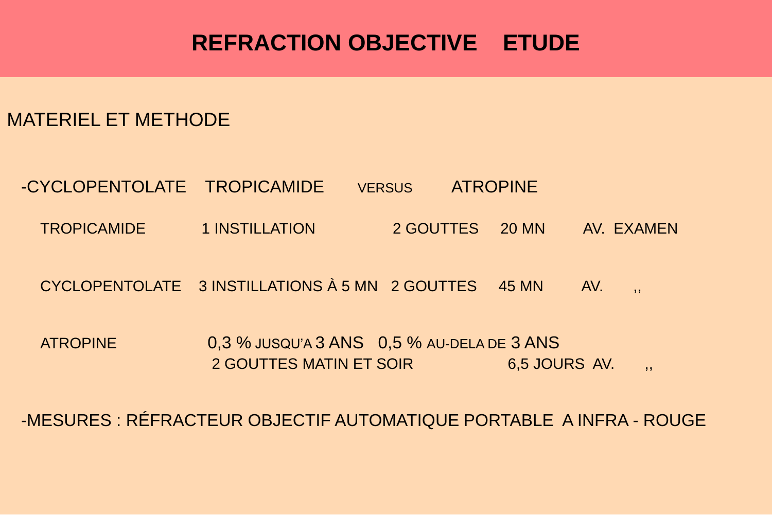# REFRACTION OBJECTIVE ETUDE

## MATERIEL ET METHODE

-CYCLOPENTOLATE TROPICAMIDE VERSUS ATROPINE

| | | | | |
|---|---|---|---|---|
| TROPICAMIDE | 1 INSTILLATION | 2 GOUTTES | 20 MN | AV. EXAMEN |
| CYCLOPENTOLATE | 3 INSTILLATIONS À 5 MN | 2 GOUTTES | 45 MN | AV. ,, |
| ATROPINE | 0,3 % JUSQU'A 3 ANS 0,5 % AU-DELA DE 3 ANS<br>2 GOUTTES MATIN ET SOIR | | 6,5 JOURS | AV. ,, |

-MESURES : RÉFRACTEUR OBJECTIF AUTOMATIQUE PORTABLE A INFRA - ROUGE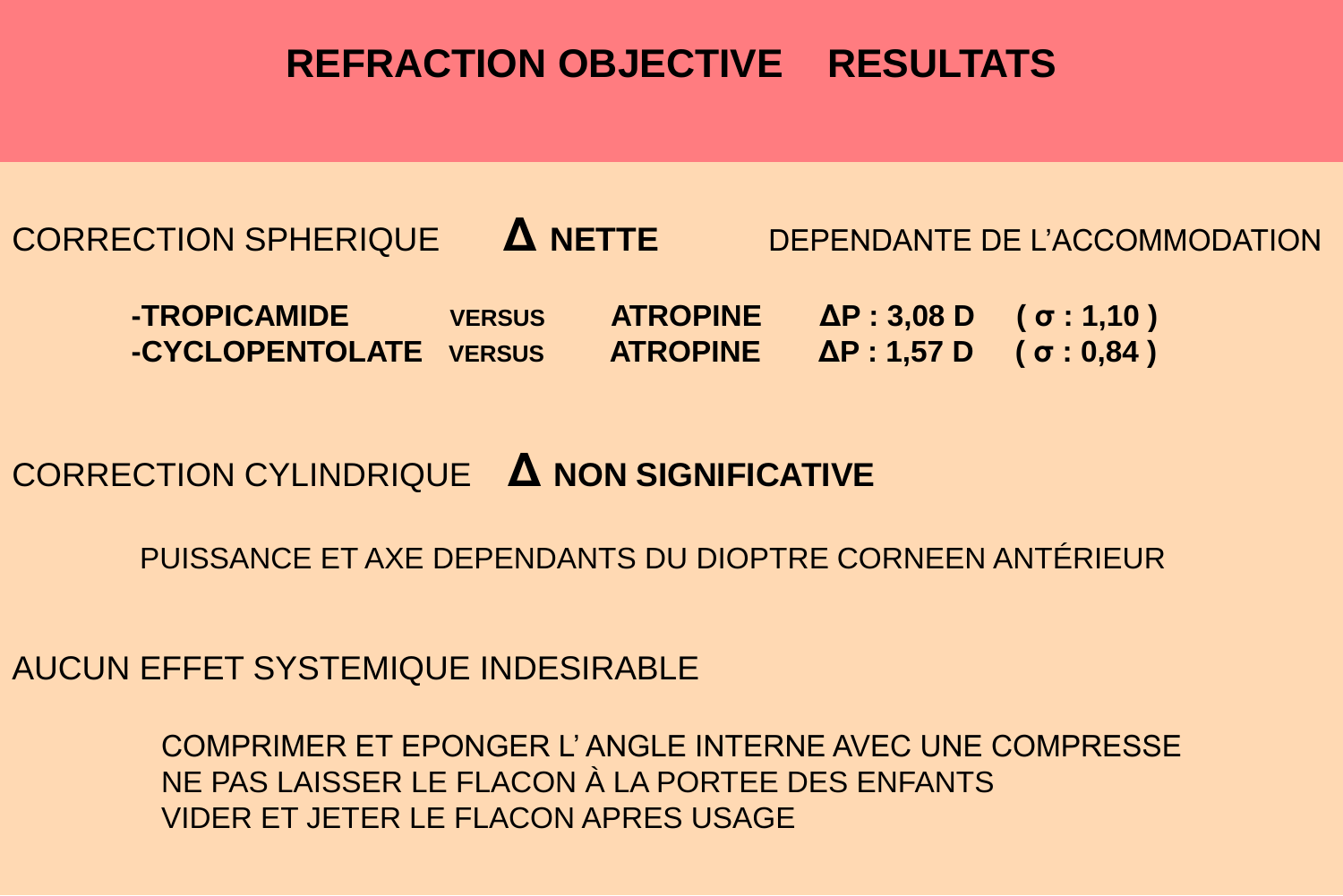# REFRACTION OBJECTIVE RESULTATS

CORRECTION SPHERIQUE **Δ NETTE** DEPENDANTE DE L'ACCOMMODATION

**-TROPICAMIDE** VERSUS **ATROPINE** **ΔP : 3,08 D** **( σ : 1,10 )**
**-CYCLOPENTOLATE** VERSUS **ATROPINE** **ΔP : 1,57 D** **( σ : 0,84 )**

CORRECTION CYLINDRIQUE **Δ NON SIGNIFICATIVE**

PUISSANCE ET AXE DEPENDANTS DU DIOPTRE CORNEEN ANTÉRIEUR

AUCUN EFFET SYSTEMIQUE INDESIRABLE

COMPRIMER ET EPONGER L' ANGLE INTERNE AVEC UNE COMPRESSE
NE PAS LAISSER LE FLACON À LA PORTEE DES ENFANTS
VIDER ET JETER LE FLACON APRES USAGE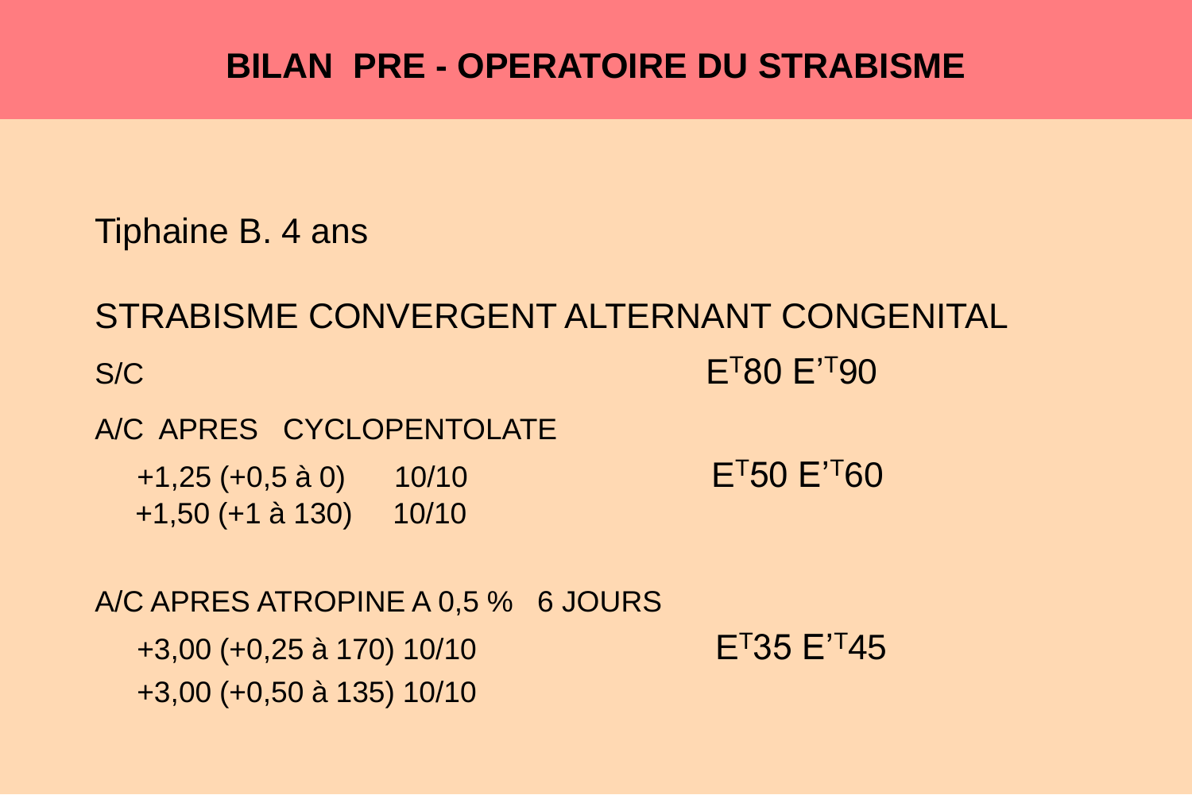# BILAN PRE - OPERATOIRE DU STRABISME

Tiphaine B. 4 ans

STRABISME CONVERGENT ALTERNANT CONGENITAL

S/C $E^{T}80$ $E'^{T}90$

A/C APRES CYCLOPENTOLATE

+1,25 (+0,5 à 0) 10/10 $E^{T}50$ $E'^{T}60$

+1,50 (+1 à 130) 10/10

A/C APRES ATROPINE A 0,5 % 6 JOURS

+3,00 (+0,25 à 170) 10/10 $E^{T}35$ $E'^{T}45$

+3,00 (+0,50 à 135) 10/10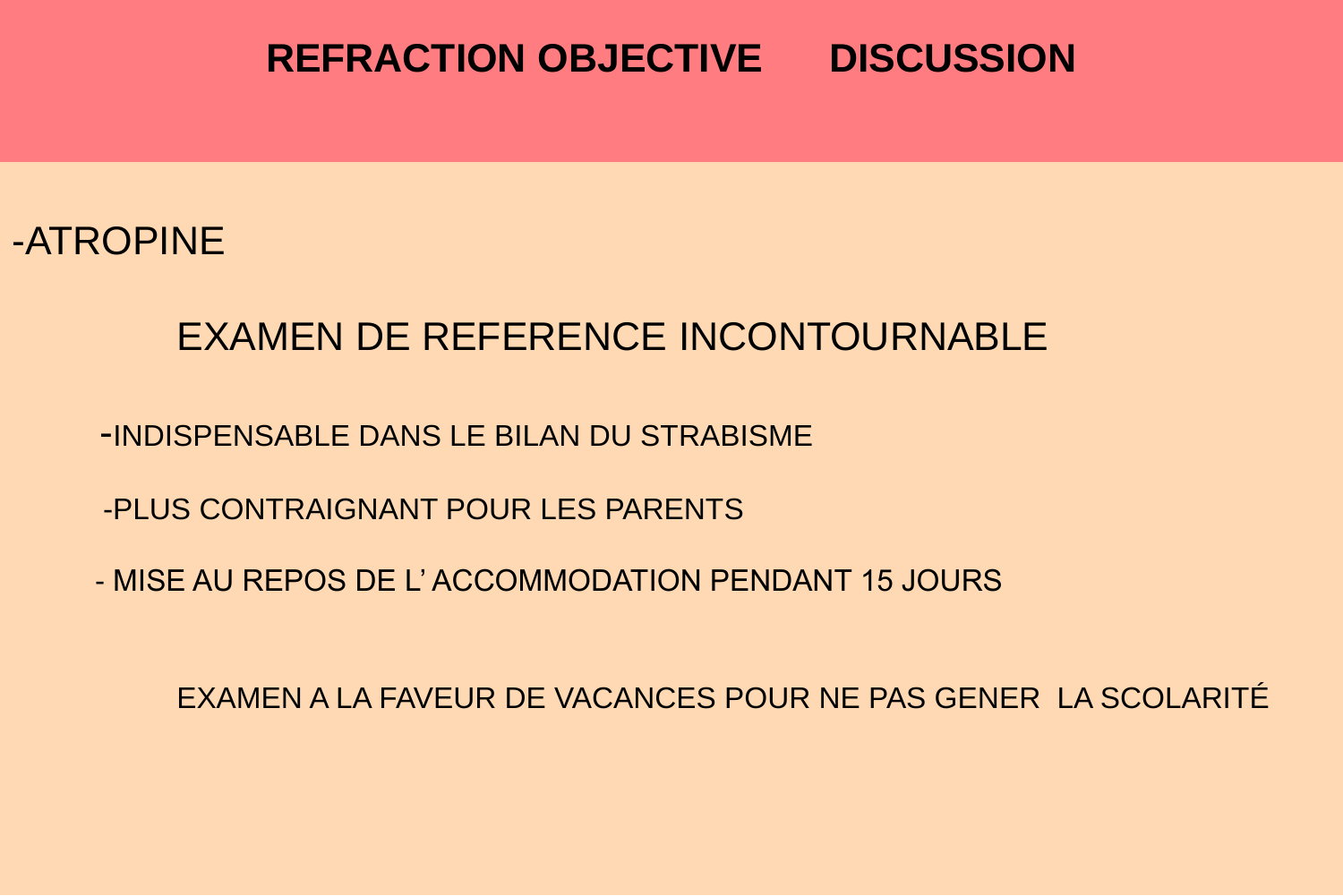# REFRACTION OBJECTIVE DISCUSSION

-ATROPINE

EXAMEN DE REFERENCE INCONTOURNABLE

-INDISPENSABLE DANS LE BILAN DU STRABISME

-PLUS CONTRAIGNANT POUR LES PARENTS

- MISE AU REPOS DE L' ACCOMMODATION PENDANT 15 JOURS

EXAMEN A LA FAVEUR DE VACANCES POUR NE PAS GENER LA SCOLARITÉ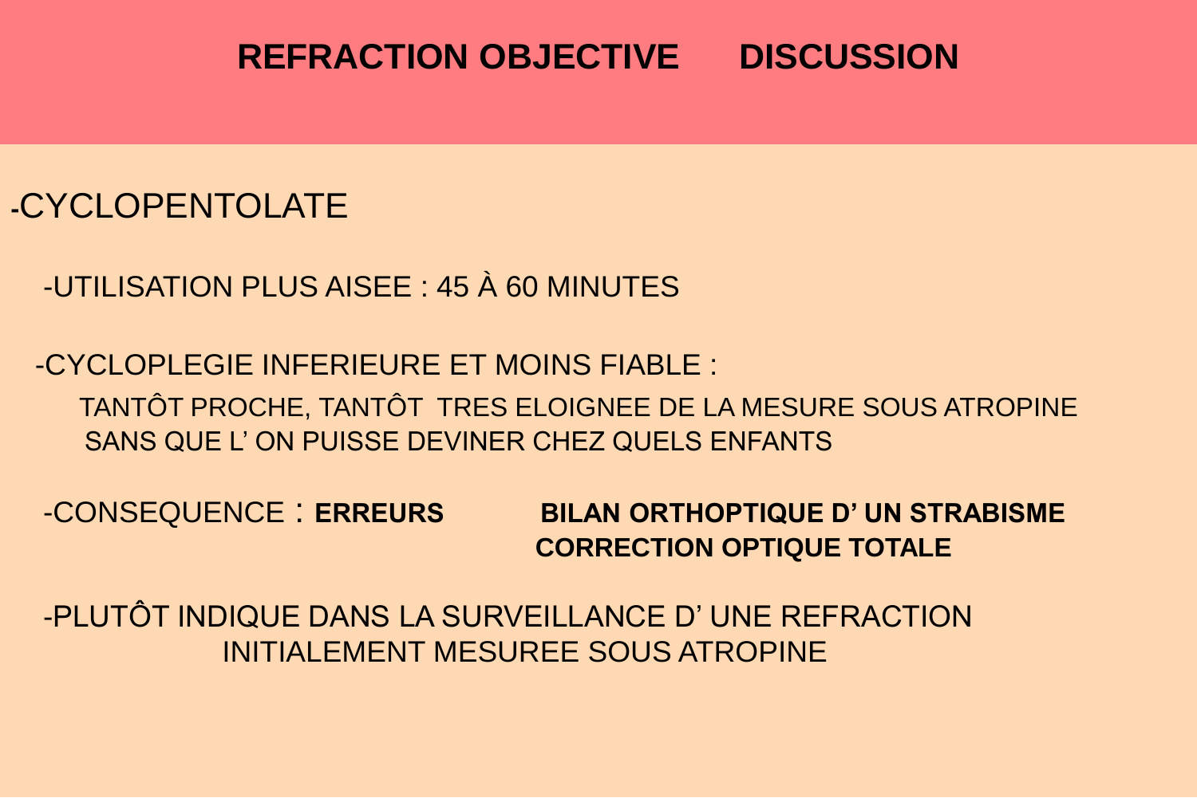# REFRACTION OBJECTIVE DISCUSSION

- CYCLOPENTOLATE

  - UTILISATION PLUS AISEE : 45 À 60 MINUTES

  - CYCLOPLEGIE INFERIEURE ET MOINS FIABLE :

    TANTÔT PROCHE, TANTÔT TRES ELOIGNEE DE LA MESURE SOUS ATROPINE SANS QUE L' ON PUISSE DEVINER CHEZ QUELS ENFANTS

  - CONSEQUENCE : **ERREURS** **BILAN ORTHOPTIQUE D' UN STRABISME** **CORRECTION OPTIQUE TOTALE**

  - PLUTÔT INDIQUE DANS LA SURVEILLANCE D' UNE REFRACTION INITIALEMENT MESUREE SOUS ATROPINE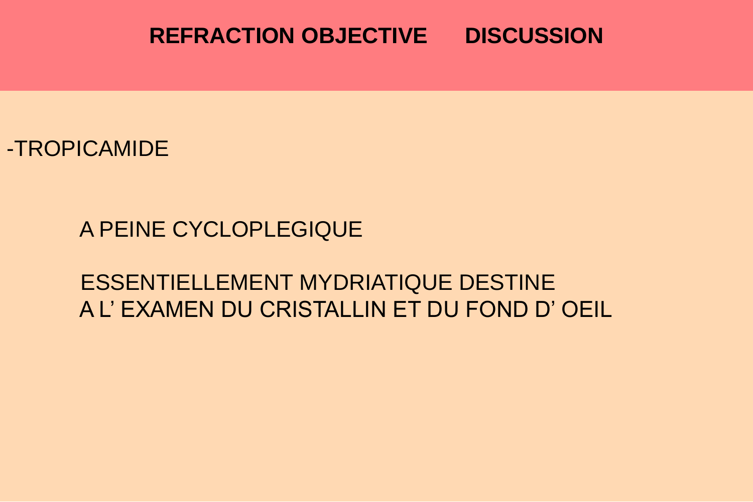# REFRACTION OBJECTIVE DISCUSSION

-TROPICAMIDE

A PEINE CYCLOPLEGIQUE

ESSENTIELLEMENT MYDRIATIQUE DESTINE
A L' EXAMEN DU CRISTALLIN ET DU FOND D' OEIL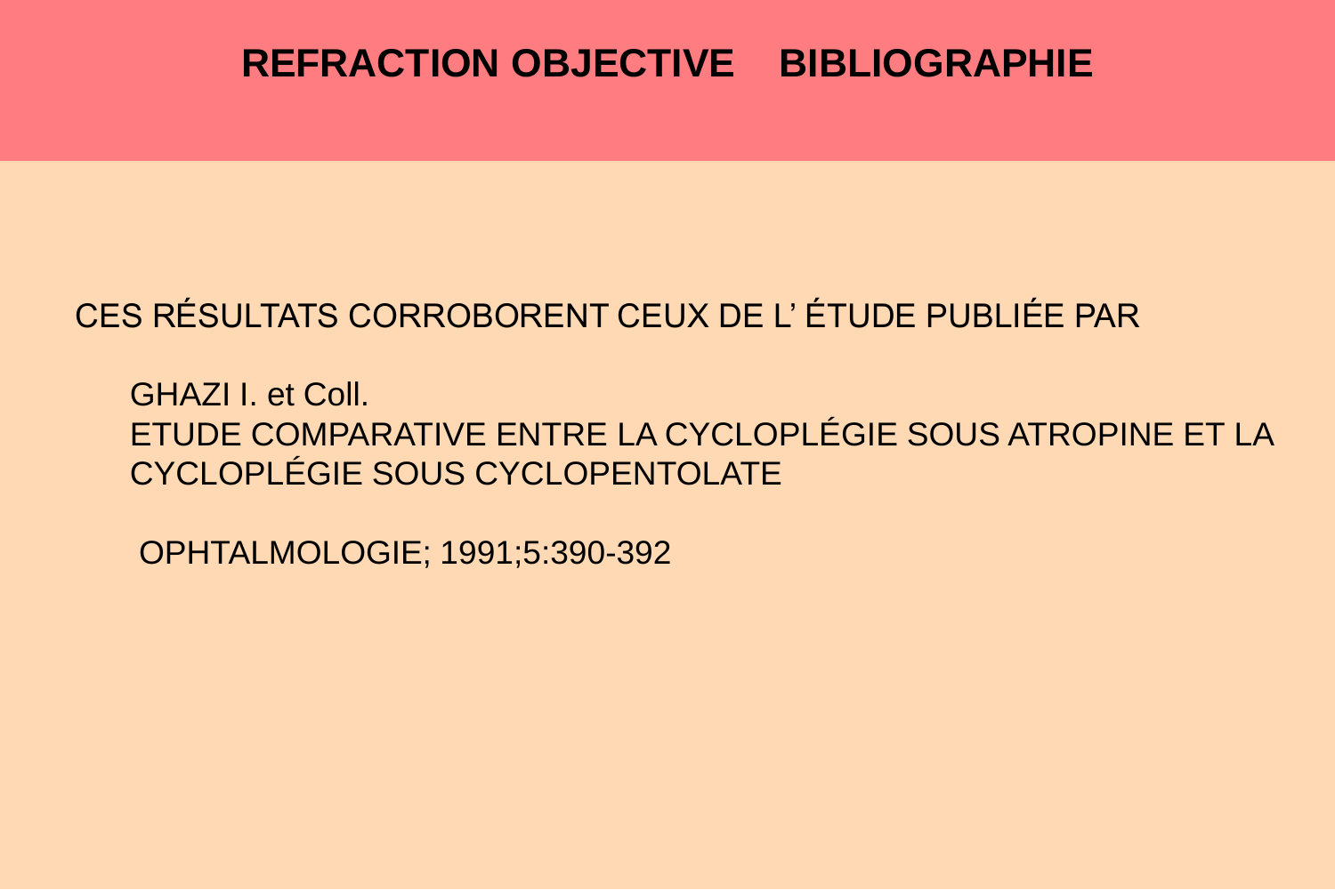# REFRACTION OBJECTIVE    BIBLIOGRAPHIE

CES RÉSULTATS CORROBORENT CEUX DE L' ÉTUDE PUBLIÉE PAR

GHAZI I. et Coll.
ETUDE COMPARATIVE ENTRE LA CYCLOPLÉGIE SOUS ATROPINE ET LA CYCLOPLÉGIE SOUS CYCLOPENTOLATE

OPHTALMOLOGIE; 1991;5:390-392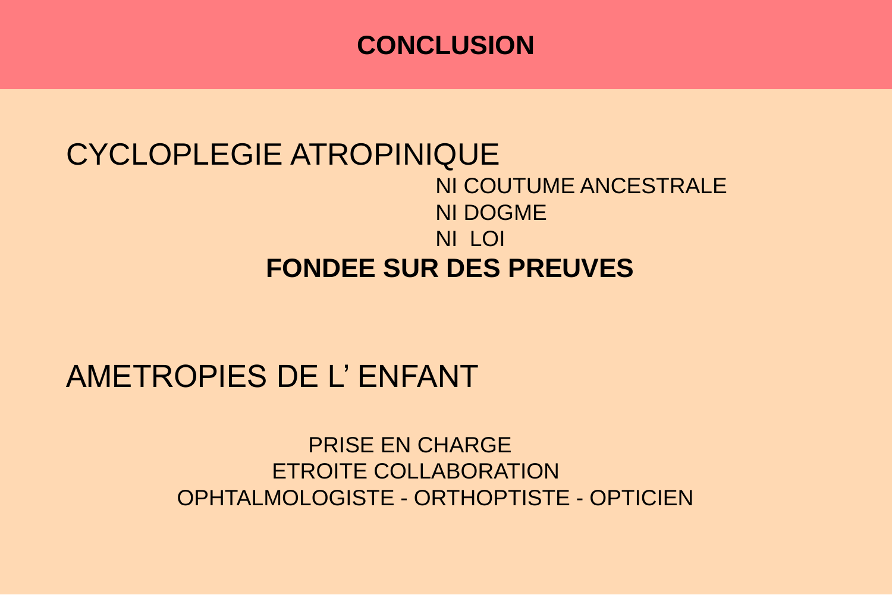# CONCLUSION

CYCLOPLEGIE ATROPINIQUE

NI COUTUME ANCESTRALE
NI DOGME
NI LOI

**FONDEE SUR DES PREUVES**

AMETROPIES DE L' ENFANT

PRISE EN CHARGE
ETROITE COLLABORATION
OPHTALMOLOGISTE - ORTHOPTISTE - OPTICIEN